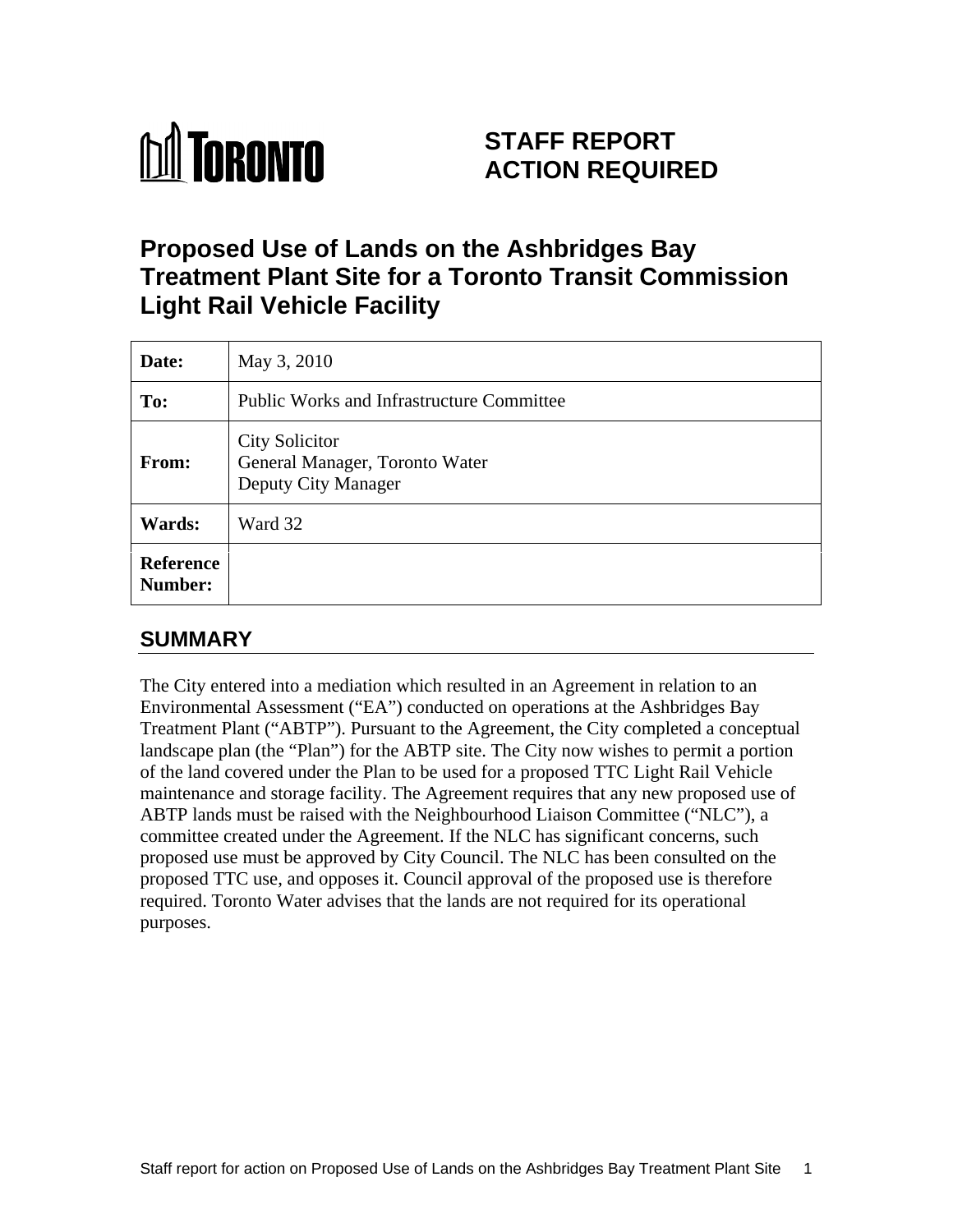TORONTO

# STAFF REPORT ACTION REQUIRED

# Proposed Use of Lands on the Ashbridges Bay Treatment Plant Site for a Toronto Transit Commission Light Rail Vehicle Facility

| | |
|---|---|
| **Date:** | May 3, 2010 |
| **To:** | Public Works and Infrastructure Committee |
| **From:** | City Solicitor<br>General Manager, Toronto Water<br>Deputy City Manager |
| **Wards:** | Ward 32 |
| **Reference Number:** | |

## SUMMARY

The City entered into a mediation which resulted in an Agreement in relation to an Environmental Assessment ("EA") conducted on operations at the Ashbridges Bay Treatment Plant ("ABTP"). Pursuant to the Agreement, the City completed a conceptual landscape plan (the "Plan") for the ABTP site. The City now wishes to permit a portion of the land covered under the Plan to be used for a proposed TTC Light Rail Vehicle maintenance and storage facility. The Agreement requires that any new proposed use of ABTP lands must be raised with the Neighbourhood Liaison Committee ("NLC"), a committee created under the Agreement. If the NLC has significant concerns, such proposed use must be approved by City Council. The NLC has been consulted on the proposed TTC use, and opposes it. Council approval of the proposed use is therefore required. Toronto Water advises that the lands are not required for its operational purposes.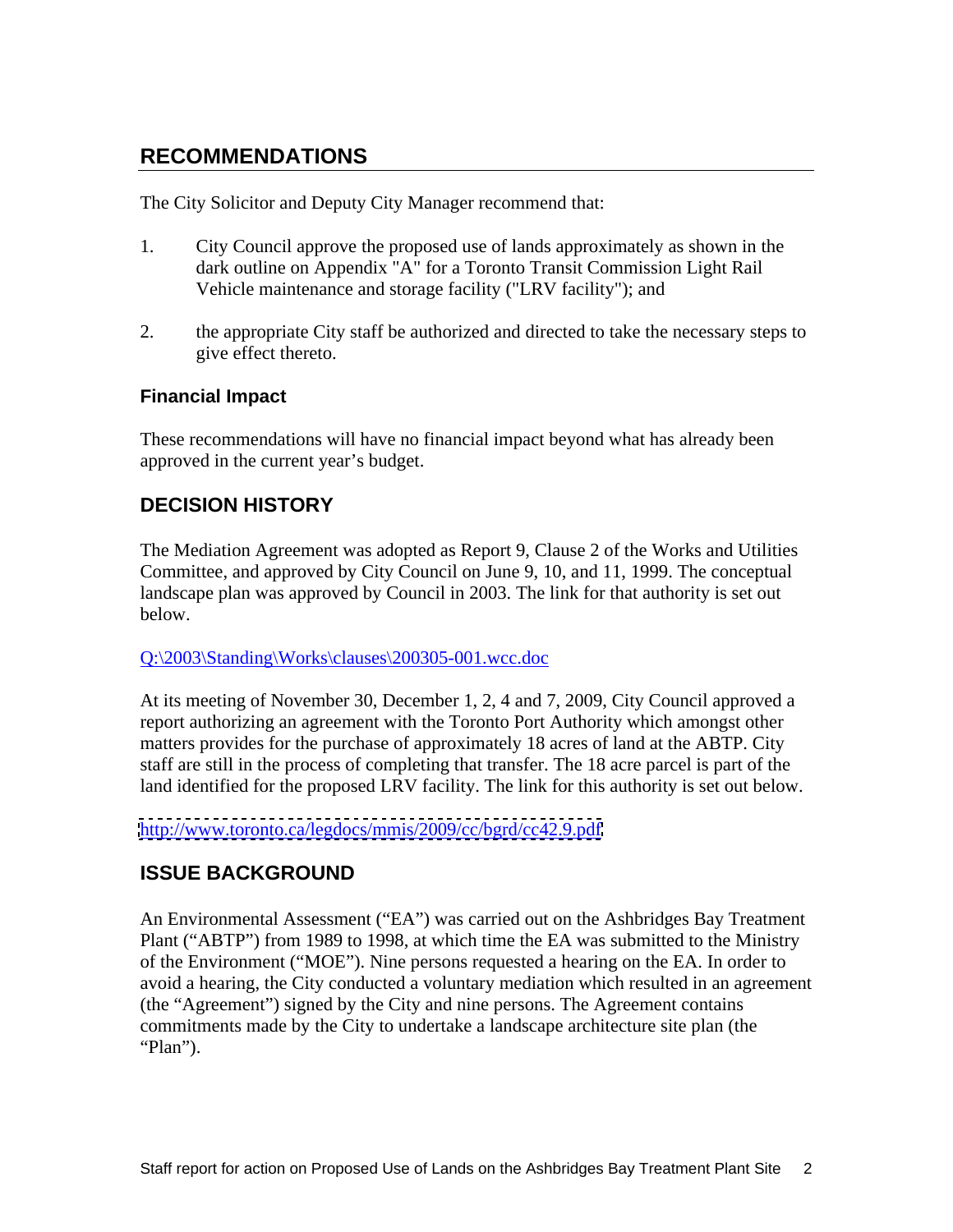## RECOMMENDATIONS

The City Solicitor and Deputy City Manager recommend that:

1. City Council approve the proposed use of lands approximately as shown in the dark outline on Appendix "A" for a Toronto Transit Commission Light Rail Vehicle maintenance and storage facility ("LRV facility"); and

2. the appropriate City staff be authorized and directed to take the necessary steps to give effect thereto.

### Financial Impact

These recommendations will have no financial impact beyond what has already been approved in the current year's budget.

## DECISION HISTORY

The Mediation Agreement was adopted as Report 9, Clause 2 of the Works and Utilities Committee, and approved by City Council on June 9, 10, and 11, 1999. The conceptual landscape plan was approved by Council in 2003. The link for that authority is set out below.

Q:\2003\Standing\Works\clauses\200305-001.wcc.doc

At its meeting of November 30, December 1, 2, 4 and 7, 2009, City Council approved a report authorizing an agreement with the Toronto Port Authority which amongst other matters provides for the purchase of approximately 18 acres of land at the ABTP. City staff are still in the process of completing that transfer. The 18 acre parcel is part of the land identified for the proposed LRV facility. The link for this authority is set out below.

http://www.toronto.ca/legdocs/mmis/2009/cc/bgrd/cc42.9.pdf

## ISSUE BACKGROUND

An Environmental Assessment ("EA") was carried out on the Ashbridges Bay Treatment Plant ("ABTP") from 1989 to 1998, at which time the EA was submitted to the Ministry of the Environment ("MOE"). Nine persons requested a hearing on the EA. In order to avoid a hearing, the City conducted a voluntary mediation which resulted in an agreement (the "Agreement") signed by the City and nine persons. The Agreement contains commitments made by the City to undertake a landscape architecture site plan (the "Plan").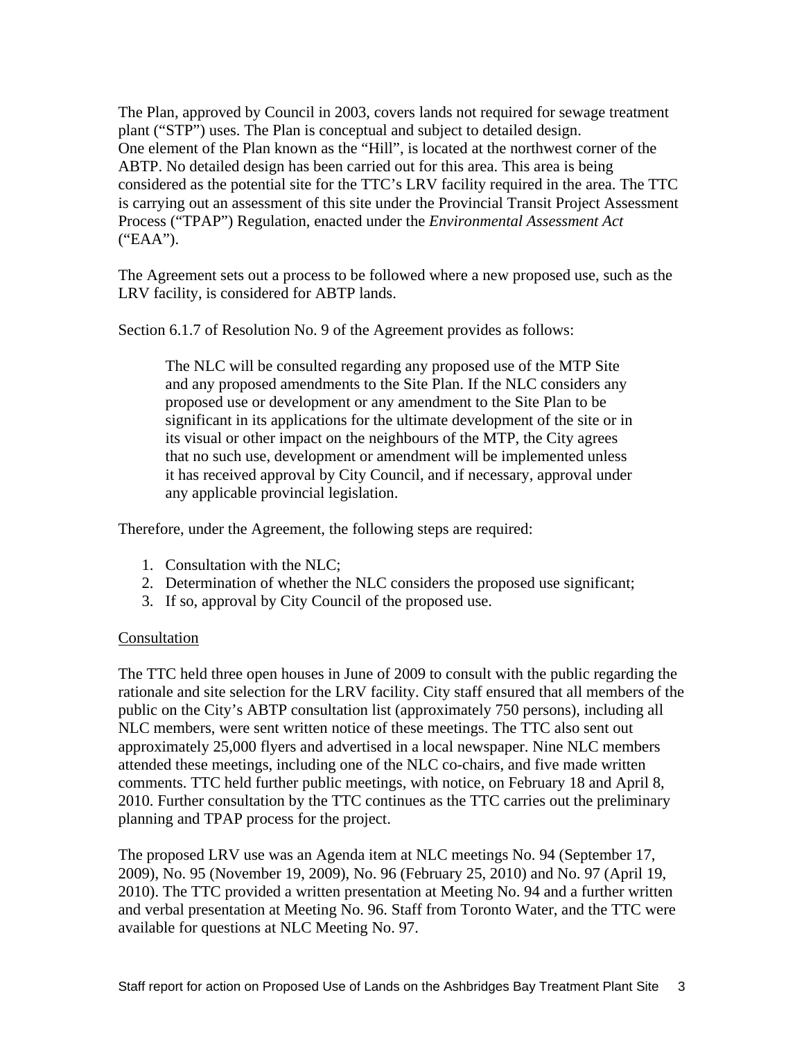The Plan, approved by Council in 2003, covers lands not required for sewage treatment plant ("STP") uses. The Plan is conceptual and subject to detailed design.
One element of the Plan known as the "Hill", is located at the northwest corner of the ABTP. No detailed design has been carried out for this area. This area is being considered as the potential site for the TTC's LRV facility required in the area. The TTC is carrying out an assessment of this site under the Provincial Transit Project Assessment Process ("TPAP") Regulation, enacted under the *Environmental Assessment Act* ("EAA").

The Agreement sets out a process to be followed where a new proposed use, such as the LRV facility, is considered for ABTP lands.

Section 6.1.7 of Resolution No. 9 of the Agreement provides as follows:

> The NLC will be consulted regarding any proposed use of the MTP Site and any proposed amendments to the Site Plan. If the NLC considers any proposed use or development or any amendment to the Site Plan to be significant in its applications for the ultimate development of the site or in its visual or other impact on the neighbours of the MTP, the City agrees that no such use, development or amendment will be implemented unless it has received approval by City Council, and if necessary, approval under any applicable provincial legislation.

Therefore, under the Agreement, the following steps are required:

1. Consultation with the NLC;
2. Determination of whether the NLC considers the proposed use significant;
3. If so, approval by City Council of the proposed use.

<u>Consultation</u>

The TTC held three open houses in June of 2009 to consult with the public regarding the rationale and site selection for the LRV facility. City staff ensured that all members of the public on the City's ABTP consultation list (approximately 750 persons), including all NLC members, were sent written notice of these meetings. The TTC also sent out approximately 25,000 flyers and advertised in a local newspaper. Nine NLC members attended these meetings, including one of the NLC co-chairs, and five made written comments. TTC held further public meetings, with notice, on February 18 and April 8, 2010. Further consultation by the TTC continues as the TTC carries out the preliminary planning and TPAP process for the project.

The proposed LRV use was an Agenda item at NLC meetings No. 94 (September 17, 2009), No. 95 (November 19, 2009), No. 96 (February 25, 2010) and No. 97 (April 19, 2010). The TTC provided a written presentation at Meeting No. 94 and a further written and verbal presentation at Meeting No. 96. Staff from Toronto Water, and the TTC were available for questions at NLC Meeting No. 97.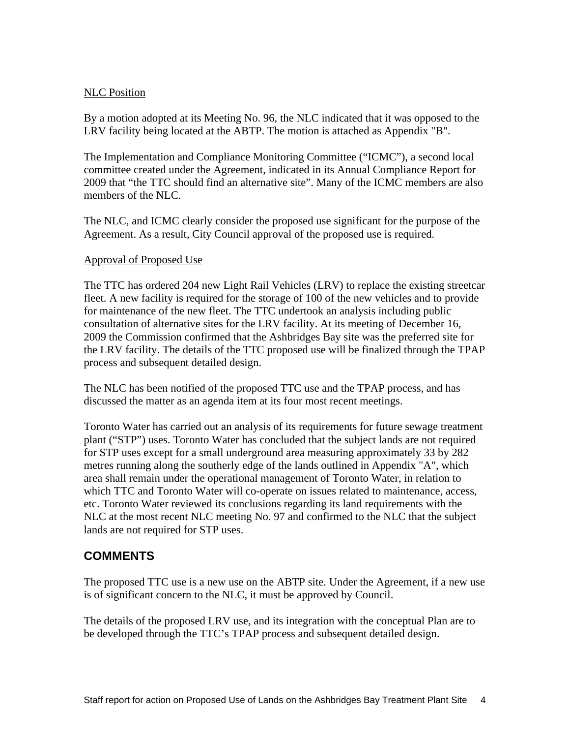NLC Position

By a motion adopted at its Meeting No. 96, the NLC indicated that it was opposed to the LRV facility being located at the ABTP. The motion is attached as Appendix "B".

The Implementation and Compliance Monitoring Committee ("ICMC"), a second local committee created under the Agreement, indicated in its Annual Compliance Report for 2009 that "the TTC should find an alternative site". Many of the ICMC members are also members of the NLC.

The NLC, and ICMC clearly consider the proposed use significant for the purpose of the Agreement. As a result, City Council approval of the proposed use is required.

Approval of Proposed Use

The TTC has ordered 204 new Light Rail Vehicles (LRV) to replace the existing streetcar fleet. A new facility is required for the storage of 100 of the new vehicles and to provide for maintenance of the new fleet. The TTC undertook an analysis including public consultation of alternative sites for the LRV facility. At its meeting of December 16, 2009 the Commission confirmed that the Ashbridges Bay site was the preferred site for the LRV facility. The details of the TTC proposed use will be finalized through the TPAP process and subsequent detailed design.

The NLC has been notified of the proposed TTC use and the TPAP process, and has discussed the matter as an agenda item at its four most recent meetings.

Toronto Water has carried out an analysis of its requirements for future sewage treatment plant ("STP") uses. Toronto Water has concluded that the subject lands are not required for STP uses except for a small underground area measuring approximately 33 by 282 metres running along the southerly edge of the lands outlined in Appendix "A", which area shall remain under the operational management of Toronto Water, in relation to which TTC and Toronto Water will co-operate on issues related to maintenance, access, etc. Toronto Water reviewed its conclusions regarding its land requirements with the NLC at the most recent NLC meeting No. 97 and confirmed to the NLC that the subject lands are not required for STP uses.

## COMMENTS

The proposed TTC use is a new use on the ABTP site. Under the Agreement, if a new use is of significant concern to the NLC, it must be approved by Council.

The details of the proposed LRV use, and its integration with the conceptual Plan are to be developed through the TTC's TPAP process and subsequent detailed design.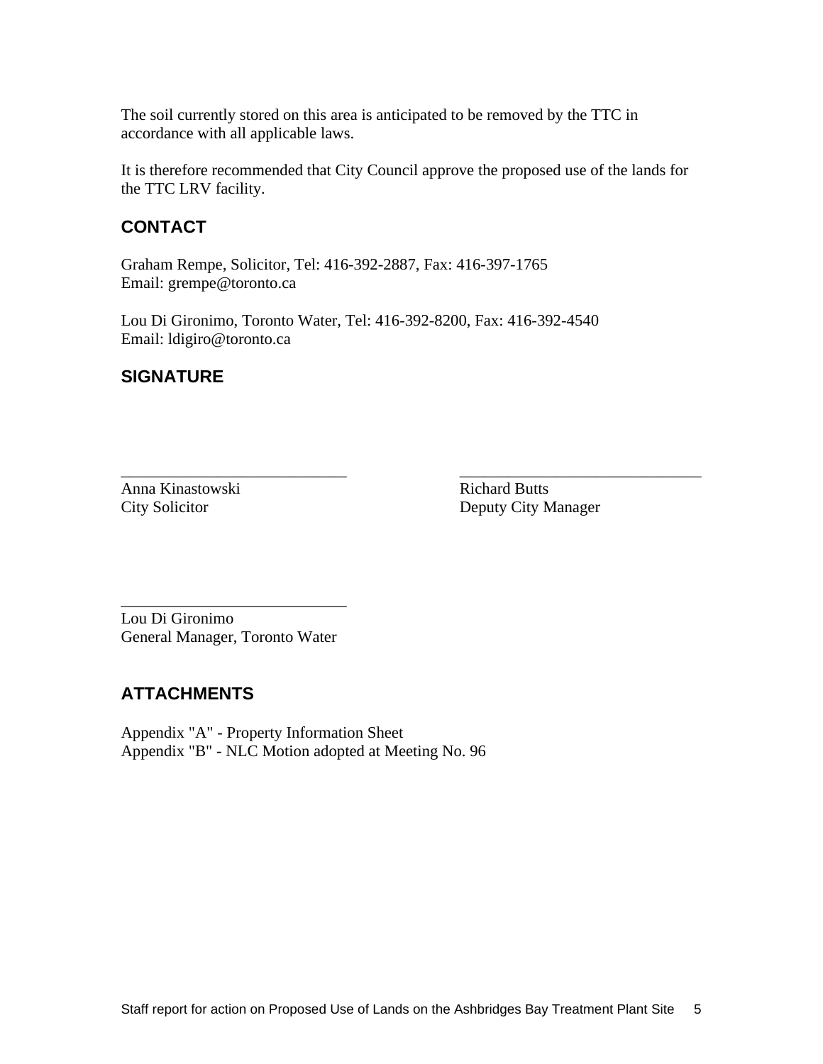The soil currently stored on this area is anticipated to be removed by the TTC in accordance with all applicable laws.

It is therefore recommended that City Council approve the proposed use of the lands for the TTC LRV facility.

## CONTACT

Graham Rempe, Solicitor, Tel: 416-392-2887, Fax: 416-397-1765
Email: grempe@toronto.ca

Lou Di Gironimo, Toronto Water, Tel: 416-392-8200, Fax: 416-392-4540
Email: ldigiro@toronto.ca

## SIGNATURE

_______________________________
Anna Kinastowski
City Solicitor

_______________________________
Richard Butts
Deputy City Manager

_______________________________
Lou Di Gironimo
General Manager, Toronto Water

## ATTACHMENTS

Appendix "A" - Property Information Sheet
Appendix "B" - NLC Motion adopted at Meeting No. 96